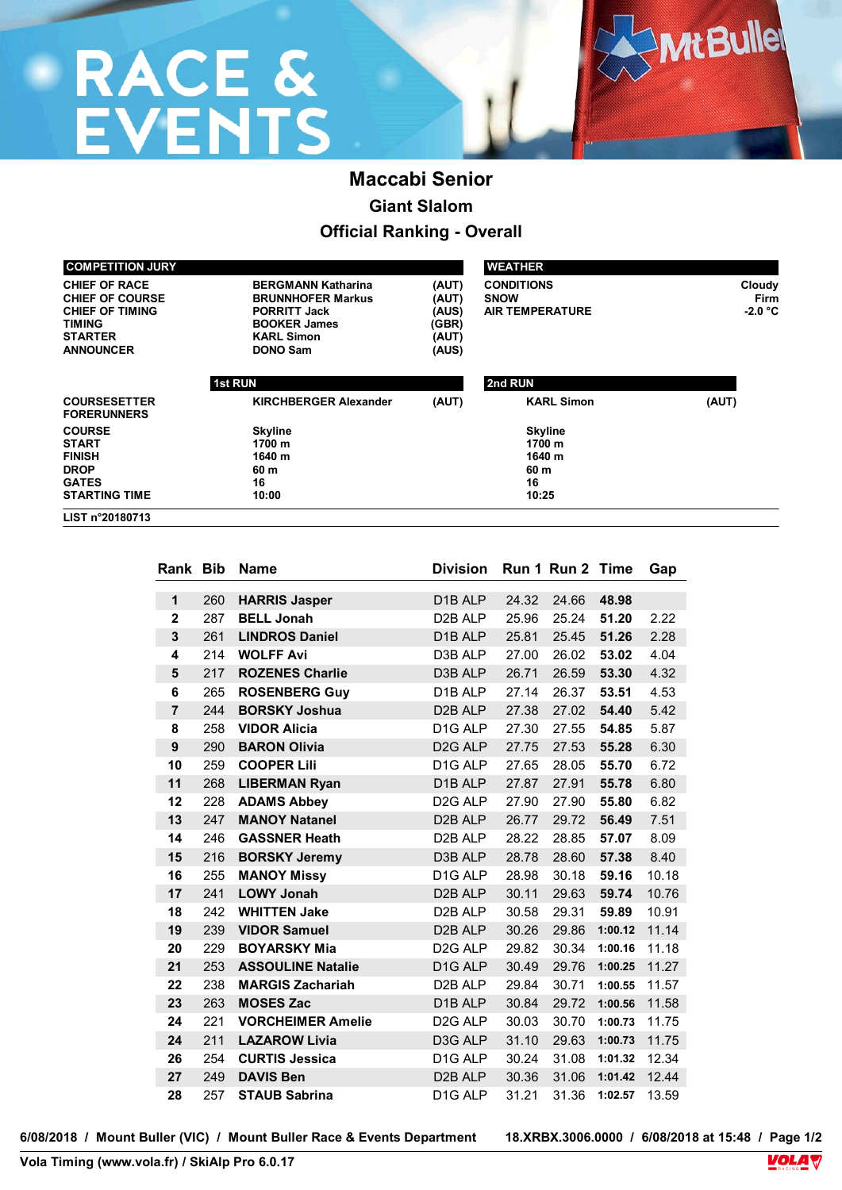RACE & EVENTS

# Maccabi Senior

## Giant Slalom

## Official Ranking - Overall

| COMPETITION JURY | | |
|---|---|---|
| CHIEF OF RACE | BERGMANN Katharina | (AUT) |
| CHIEF OF COURSE | BRUNNHOFER Markus | (AUT) |
| CHIEF OF TIMING | PORRITT Jack | (AUS) |
| TIMING | BOOKER James | (GBR) |
| STARTER | KARL Simon | (AUT) |
| ANNOUNCER | DONO Sam | (AUS) |

| WEATHER | |
|---|---|
| CONDITIONS | Cloudy |
| SNOW | Firm |
| AIR TEMPERATURE | -2.0 °C |

| | 1st RUN | | 2nd RUN | |
|---|---|---|---|---|
| COURSESETTER | KIRCHBERGER Alexander | (AUT) | KARL Simon | (AUT) |
| FORERUNNERS | | | | |
| COURSE | Skyline | | Skyline | |
| START | 1700 m | | 1700 m | |
| FINISH | 1640 m | | 1640 m | |
| DROP | 60 m | | 60 m | |
| GATES | 16 | | 16 | |
| STARTING TIME | 10:00 | | 10:25 | |

LIST n°20180713

| Rank | Bib | Name | Division | Run 1 | Run 2 | Time | Gap |
|---|---|---|---|---|---|---|---|
| 1 | 260 | **HARRIS Jasper** | D1B ALP | 24.32 | 24.66 | **48.98** | |
| 2 | 287 | **BELL Jonah** | D2B ALP | 25.96 | 25.24 | **51.20** | 2.22 |
| 3 | 261 | **LINDROS Daniel** | D1B ALP | 25.81 | 25.45 | **51.26** | 2.28 |
| 4 | 214 | **WOLFF Avi** | D3B ALP | 27.00 | 26.02 | **53.02** | 4.04 |
| 5 | 217 | **ROZENES Charlie** | D3B ALP | 26.71 | 26.59 | **53.30** | 4.32 |
| 6 | 265 | **ROSENBERG Guy** | D1B ALP | 27.14 | 26.37 | **53.51** | 4.53 |
| 7 | 244 | **BORSKY Joshua** | D2B ALP | 27.38 | 27.02 | **54.40** | 5.42 |
| 8 | 258 | **VIDOR Alicia** | D1G ALP | 27.30 | 27.55 | **54.85** | 5.87 |
| 9 | 290 | **BARON Olivia** | D2G ALP | 27.75 | 27.53 | **55.28** | 6.30 |
| 10 | 259 | **COOPER Lili** | D1G ALP | 27.65 | 28.05 | **55.70** | 6.72 |
| 11 | 268 | **LIBERMAN Ryan** | D1B ALP | 27.87 | 27.91 | **55.78** | 6.80 |
| 12 | 228 | **ADAMS Abbey** | D2G ALP | 27.90 | 27.90 | **55.80** | 6.82 |
| 13 | 247 | **MANOY Natanel** | D2B ALP | 26.77 | 29.72 | **56.49** | 7.51 |
| 14 | 246 | **GASSNER Heath** | D2B ALP | 28.22 | 28.85 | **57.07** | 8.09 |
| 15 | 216 | **BORSKY Jeremy** | D3B ALP | 28.78 | 28.60 | **57.38** | 8.40 |
| 16 | 255 | **MANOY Missy** | D1G ALP | 28.98 | 30.18 | **59.16** | 10.18 |
| 17 | 241 | **LOWY Jonah** | D2B ALP | 30.11 | 29.63 | **59.74** | 10.76 |
| 18 | 242 | **WHITTEN Jake** | D2B ALP | 30.58 | 29.31 | **59.89** | 10.91 |
| 19 | 239 | **VIDOR Samuel** | D2B ALP | 30.26 | 29.86 | **1:00.12** | 11.14 |
| 20 | 229 | **BOYARSKY Mia** | D2G ALP | 29.82 | 30.34 | **1:00.16** | 11.18 |
| 21 | 253 | **ASSOULINE Natalie** | D1G ALP | 30.49 | 29.76 | **1:00.25** | 11.27 |
| 22 | 238 | **MARGIS Zachariah** | D2B ALP | 29.84 | 30.71 | **1:00.55** | 11.57 |
| 23 | 263 | **MOSES Zac** | D1B ALP | 30.84 | 29.72 | **1:00.56** | 11.58 |
| 24 | 221 | **VORCHEIMER Amelie** | D2G ALP | 30.03 | 30.70 | **1:00.73** | 11.75 |
| 24 | 211 | **LAZAROW Livia** | D3G ALP | 31.10 | 29.63 | **1:00.73** | 11.75 |
| 26 | 254 | **CURTIS Jessica** | D1G ALP | 30.24 | 31.08 | **1:01.32** | 12.34 |
| 27 | 249 | **DAVIS Ben** | D2B ALP | 30.36 | 31.06 | **1:01.42** | 12.44 |
| 28 | 257 | **STAUB Sabrina** | D1G ALP | 31.21 | 31.36 | **1:02.57** | 13.59 |

6/08/2018 / Mount Buller (VIC) / Mount Buller Race & Events Department 18.XRBX.3006.0000 / 6/08/2018 at 15:48

Vola Timing (www.vola.fr) / SkiAlp Pro 6.0.17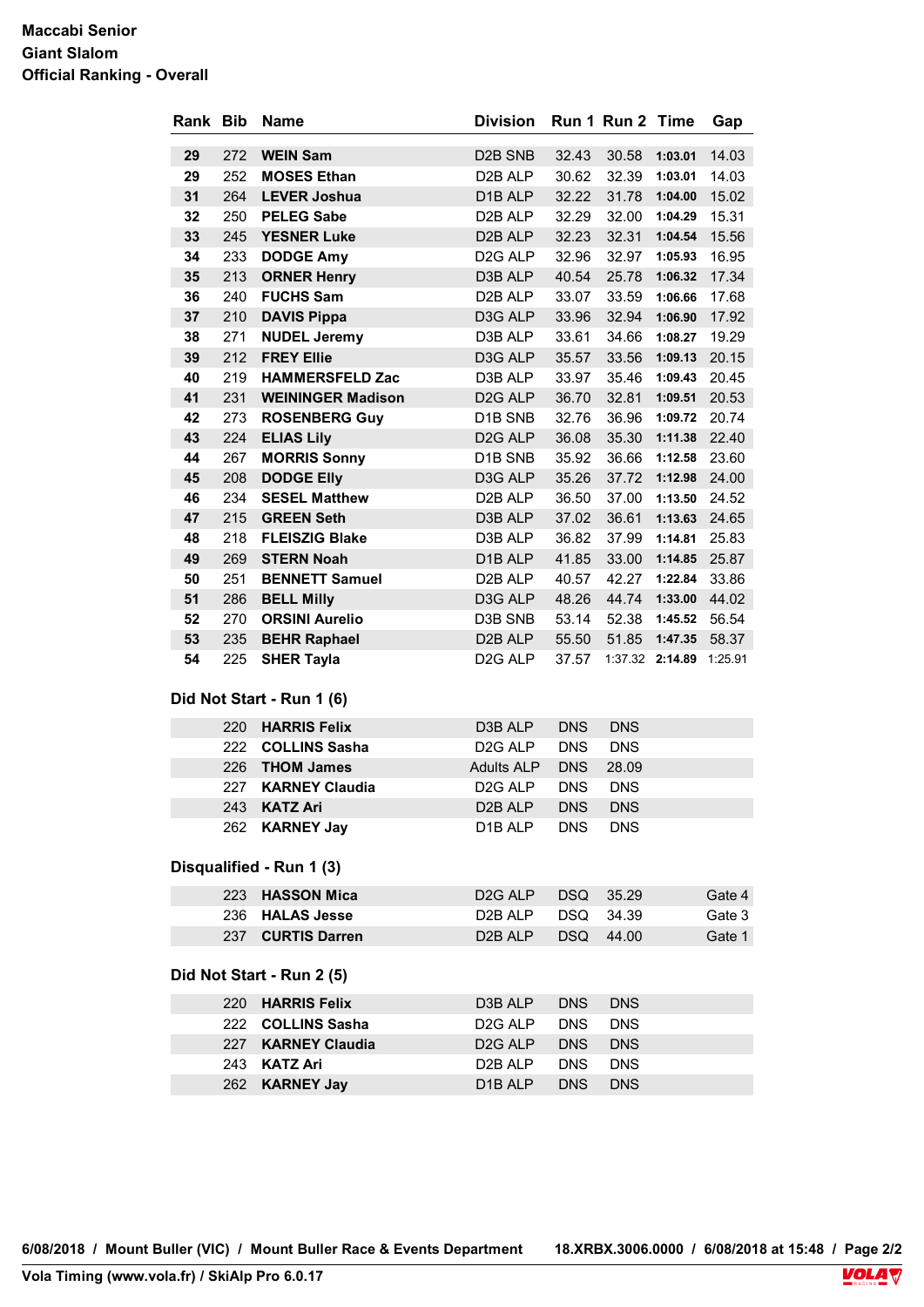**Maccabi Senior**
**Giant Slalom**
**Official Ranking - Overall**

| Rank | Bib | Name | Division | Run 1 | Run 2 | Time | Gap |
|---|---|---|---|---|---|---|---|
| 29 | 272 | WEIN Sam | D2B SNB | 32.43 | 30.58 | 1:03.01 | 14.03 |
| 29 | 252 | MOSES Ethan | D2B ALP | 30.62 | 32.39 | 1:03.01 | 14.03 |
| 31 | 264 | LEVER Joshua | D1B ALP | 32.22 | 31.78 | 1:04.00 | 15.02 |
| 32 | 250 | PELEG Sabe | D2B ALP | 32.29 | 32.00 | 1:04.29 | 15.31 |
| 33 | 245 | YESNER Luke | D2B ALP | 32.23 | 32.31 | 1:04.54 | 15.56 |
| 34 | 233 | DODGE Amy | D2G ALP | 32.96 | 32.97 | 1:05.93 | 16.95 |
| 35 | 213 | ORNER Henry | D3B ALP | 40.54 | 25.78 | 1:06.32 | 17.34 |
| 36 | 240 | FUCHS Sam | D2B ALP | 33.07 | 33.59 | 1:06.66 | 17.68 |
| 37 | 210 | DAVIS Pippa | D3G ALP | 33.96 | 32.94 | 1:06.90 | 17.92 |
| 38 | 271 | NUDEL Jeremy | D3B ALP | 33.61 | 34.66 | 1:08.27 | 19.29 |
| 39 | 212 | FREY Ellie | D3G ALP | 35.57 | 33.56 | 1:09.13 | 20.15 |
| 40 | 219 | HAMMERSFELD Zac | D3B ALP | 33.97 | 35.46 | 1:09.43 | 20.45 |
| 41 | 231 | WEININGER Madison | D2G ALP | 36.70 | 32.81 | 1:09.51 | 20.53 |
| 42 | 273 | ROSENBERG Guy | D1B SNB | 32.76 | 36.96 | 1:09.72 | 20.74 |
| 43 | 224 | ELIAS Lily | D2G ALP | 36.08 | 35.30 | 1:11.38 | 22.40 |
| 44 | 267 | MORRIS Sonny | D1B SNB | 35.92 | 36.66 | 1:12.58 | 23.60 |
| 45 | 208 | DODGE Elly | D3G ALP | 35.26 | 37.72 | 1:12.98 | 24.00 |
| 46 | 234 | SESEL Matthew | D2B ALP | 36.50 | 37.00 | 1:13.50 | 24.52 |
| 47 | 215 | GREEN Seth | D3B ALP | 37.02 | 36.61 | 1:13.63 | 24.65 |
| 48 | 218 | FLEISZIG Blake | D3B ALP | 36.82 | 37.99 | 1:14.81 | 25.83 |
| 49 | 269 | STERN Noah | D1B ALP | 41.85 | 33.00 | 1:14.85 | 25.87 |
| 50 | 251 | BENNETT Samuel | D2B ALP | 40.57 | 42.27 | 1:22.84 | 33.86 |
| 51 | 286 | BELL Milly | D3G ALP | 48.26 | 44.74 | 1:33.00 | 44.02 |
| 52 | 270 | ORSINI Aurelio | D3B SNB | 53.14 | 52.38 | 1:45.52 | 56.54 |
| 53 | 235 | BEHR Raphael | D2B ALP | 55.50 | 51.85 | 1:47.35 | 58.37 |
| 54 | 225 | SHER Tayla | D2G ALP | 37.57 | 1:37.32 | 2:14.89 | 1:25.91 |

**Did Not Start - Run 1 (6)**

| Bib | Name | Division | Run 1 | Run 2 |
|---|---|---|---|---|
| 220 | HARRIS Felix | D3B ALP | DNS | DNS |
| 222 | COLLINS Sasha | D2G ALP | DNS | DNS |
| 226 | THOM James | Adults ALP | DNS | 28.09 |
| 227 | KARNEY Claudia | D2G ALP | DNS | DNS |
| 243 | KATZ Ari | D2B ALP | DNS | DNS |
| 262 | KARNEY Jay | D1B ALP | DNS | DNS |

**Disqualified - Run 1 (3)**

| Bib | Name | Division | Run 1 | Run 2 | Gap |
|---|---|---|---|---|---|
| 223 | HASSON Mica | D2G ALP | DSQ | 35.29 | Gate 4 |
| 236 | HALAS Jesse | D2B ALP | DSQ | 34.39 | Gate 3 |
| 237 | CURTIS Darren | D2B ALP | DSQ | 44.00 | Gate 1 |

**Did Not Start - Run 2 (5)**

| Bib | Name | Division | Run 1 | Run 2 |
|---|---|---|---|---|
| 220 | HARRIS Felix | D3B ALP | DNS | DNS |
| 222 | COLLINS Sasha | D2G ALP | DNS | DNS |
| 227 | KARNEY Claudia | D2G ALP | DNS | DNS |
| 243 | KATZ Ari | D2B ALP | DNS | DNS |
| 262 | KARNEY Jay | D1B ALP | DNS | DNS |

6/08/2018 / Mount Buller (VIC) / Mount Buller Race & Events Department 18.XRBX.3006.0000 / 6/08/2018 at 15:48

Vola Timing (www.vola.fr) / SkiAlp Pro 6.0.17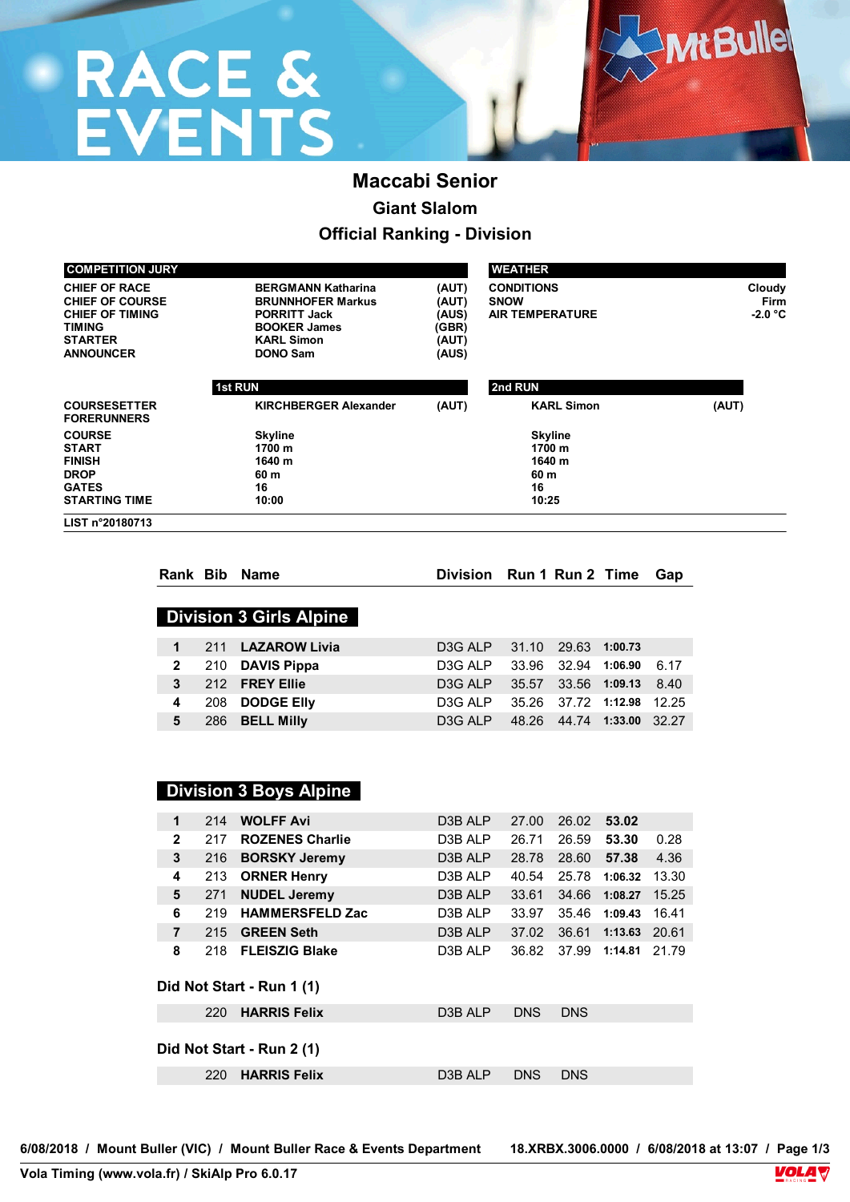# Maccabi Senior

## Giant Slalom

## Official Ranking - Division

| COMPETITION JURY | | |
|---|---|---|
| CHIEF OF RACE | BERGMANN Katharina | (AUT) |
| CHIEF OF COURSE | BRUNNHOFER Markus | (AUT) |
| CHIEF OF TIMING | PORRITT Jack | (AUS) |
| TIMING | BOOKER James | (GBR) |
| STARTER | KARL Simon | (AUT) |
| ANNOUNCER | DONO Sam | (AUS) |

| WEATHER | |
|---|---|
| CONDITIONS | Cloudy |
| SNOW | Firm |
| AIR TEMPERATURE | -2.0 °C |

| | 1st RUN | | 2nd RUN | |
|---|---|---|---|---|
| COURSESETTER | KIRCHBERGER Alexander | (AUT) | KARL Simon | (AUT) |
| FORERUNNERS | | | | |
| COURSE | Skyline | | Skyline | |
| START | 1700 m | | 1700 m | |
| FINISH | 1640 m | | 1640 m | |
| DROP | 60 m | | 60 m | |
| GATES | 16 | | 16 | |
| STARTING TIME | 10:00 | | 10:25 | |

LIST n°20180713

| Rank | Bib | Name | Division | Run 1 | Run 2 | Time | Gap |
|---|---|---|---|---|---|---|---|
| **Division 3 Girls Alpine** | | | | | | | |
| 1 | 211 | LAZAROW Livia | D3G ALP | 31.10 | 29.63 | 1:00.73 | |
| 2 | 210 | DAVIS Pippa | D3G ALP | 33.96 | 32.94 | 1:06.90 | 6.17 |
| 3 | 212 | FREY Ellie | D3G ALP | 35.57 | 33.56 | 1:09.13 | 8.40 |
| 4 | 208 | DODGE Elly | D3G ALP | 35.26 | 37.72 | 1:12.98 | 12.25 |
| 5 | 286 | BELL Milly | D3G ALP | 48.26 | 44.74 | 1:33.00 | 32.27 |
| **Division 3 Boys Alpine** | | | | | | | |
| 1 | 214 | WOLFF Avi | D3B ALP | 27.00 | 26.02 | 53.02 | |
| 2 | 217 | ROZENES Charlie | D3B ALP | 26.71 | 26.59 | 53.30 | 0.28 |
| 3 | 216 | BORSKY Jeremy | D3B ALP | 28.78 | 28.60 | 57.38 | 4.36 |
| 4 | 213 | ORNER Henry | D3B ALP | 40.54 | 25.78 | 1:06.32 | 13.30 |
| 5 | 271 | NUDEL Jeremy | D3B ALP | 33.61 | 34.66 | 1:08.27 | 15.25 |
| 6 | 219 | HAMMERSFELD Zac | D3B ALP | 33.97 | 35.46 | 1:09.43 | 16.41 |
| 7 | 215 | GREEN Seth | D3B ALP | 37.02 | 36.61 | 1:13.63 | 20.61 |
| 8 | 218 | FLEISZIG Blake | D3B ALP | 36.82 | 37.99 | 1:14.81 | 21.79 |

**Did Not Start - Run 1 (1)**

| Bib | Name | Division | Run 1 | Run 2 |
|---|---|---|---|---|
| 220 | HARRIS Felix | D3B ALP | DNS | DNS |

**Did Not Start - Run 2 (1)**

| Bib | Name | Division | Run 1 | Run 2 |
|---|---|---|---|---|
| 220 | HARRIS Felix | D3B ALP | DNS | DNS |

6/08/2018 / Mount Buller (VIC) / Mount Buller Race & Events Department 18.XRBX.3006.0000 / 6/08/2018 at 13:07

Vola Timing (www.vola.fr) / SkiAlp Pro 6.0.17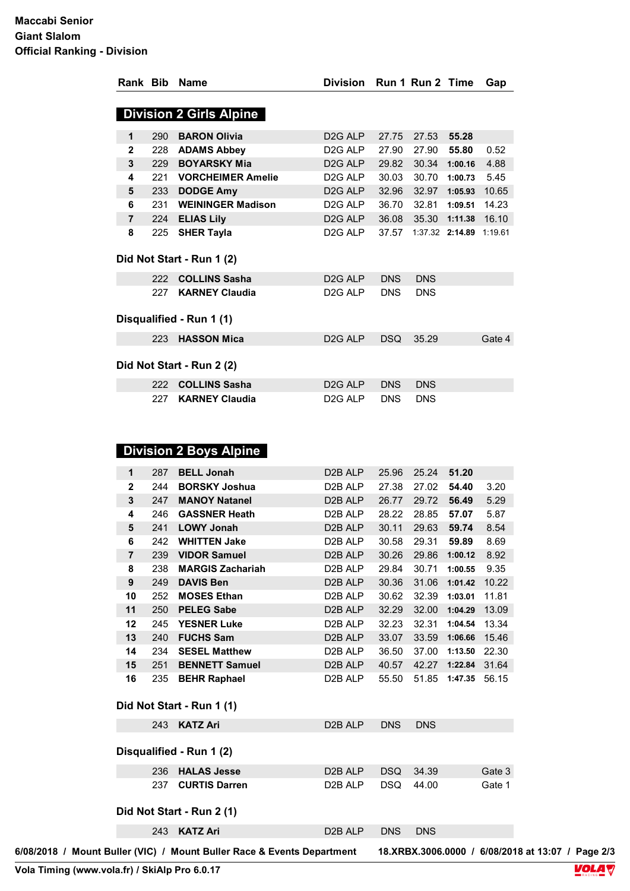**Maccabi Senior**
**Giant Slalom**
**Official Ranking - Division**

## Division 2 Girls Alpine

| Rank | Bib | Name | Division | Run 1 | Run 2 | Time | Gap |
|---|---|---|---|---|---|---|---|
| 1 | 290 | **BARON Olivia** | D2G ALP | 27.75 | 27.53 | **55.28** | |
| 2 | 228 | **ADAMS Abbey** | D2G ALP | 27.90 | 27.90 | **55.80** | 0.52 |
| 3 | 229 | **BOYARSKY Mia** | D2G ALP | 29.82 | 30.34 | **1:00.16** | 4.88 |
| 4 | 221 | **VORCHEIMER Amelie** | D2G ALP | 30.03 | 30.70 | **1:00.73** | 5.45 |
| 5 | 233 | **DODGE Amy** | D2G ALP | 32.96 | 32.97 | **1:05.93** | 10.65 |
| 6 | 231 | **WEININGER Madison** | D2G ALP | 36.70 | 32.81 | **1:09.51** | 14.23 |
| 7 | 224 | **ELIAS Lily** | D2G ALP | 36.08 | 35.30 | **1:11.38** | 16.10 |
| 8 | 225 | **SHER Tayla** | D2G ALP | 37.57 | 1:37.32 | **2:14.89** | 1:19.61 |

### Did Not Start - Run 1 (2)

| Rank | Bib | Name | Division | Run 1 | Run 2 | Time | Gap |
|---|---|---|---|---|---|---|---|
| | 222 | **COLLINS Sasha** | D2G ALP | DNS | DNS | | |
| | 227 | **KARNEY Claudia** | D2G ALP | DNS | DNS | | |

### Disqualified - Run 1 (1)

| Rank | Bib | Name | Division | Run 1 | Run 2 | Time | Gap |
|---|---|---|---|---|---|---|---|
| | 223 | **HASSON Mica** | D2G ALP | DSQ | 35.29 | | Gate 4 |

### Did Not Start - Run 2 (2)

| Rank | Bib | Name | Division | Run 1 | Run 2 | Time | Gap |
|---|---|---|---|---|---|---|---|
| | 222 | **COLLINS Sasha** | D2G ALP | DNS | DNS | | |
| | 227 | **KARNEY Claudia** | D2G ALP | DNS | DNS | | |

## Division 2 Boys Alpine

| Rank | Bib | Name | Division | Run 1 | Run 2 | Time | Gap |
|---|---|---|---|---|---|---|---|
| 1 | 287 | **BELL Jonah** | D2B ALP | 25.96 | 25.24 | **51.20** | |
| 2 | 244 | **BORSKY Joshua** | D2B ALP | 27.38 | 27.02 | **54.40** | 3.20 |
| 3 | 247 | **MANOY Natanel** | D2B ALP | 26.77 | 29.72 | **56.49** | 5.29 |
| 4 | 246 | **GASSNER Heath** | D2B ALP | 28.22 | 28.85 | **57.07** | 5.87 |
| 5 | 241 | **LOWY Jonah** | D2B ALP | 30.11 | 29.63 | **59.74** | 8.54 |
| 6 | 242 | **WHITTEN Jake** | D2B ALP | 30.58 | 29.31 | **59.89** | 8.69 |
| 7 | 239 | **VIDOR Samuel** | D2B ALP | 30.26 | 29.86 | **1:00.12** | 8.92 |
| 8 | 238 | **MARGIS Zachariah** | D2B ALP | 29.84 | 30.71 | **1:00.55** | 9.35 |
| 9 | 249 | **DAVIS Ben** | D2B ALP | 30.36 | 31.06 | **1:01.42** | 10.22 |
| 10 | 252 | **MOSES Ethan** | D2B ALP | 30.62 | 32.39 | **1:03.01** | 11.81 |
| 11 | 250 | **PELEG Sabe** | D2B ALP | 32.29 | 32.00 | **1:04.29** | 13.09 |
| 12 | 245 | **YESNER Luke** | D2B ALP | 32.23 | 32.31 | **1:04.54** | 13.34 |
| 13 | 240 | **FUCHS Sam** | D2B ALP | 33.07 | 33.59 | **1:06.66** | 15.46 |
| 14 | 234 | **SESEL Matthew** | D2B ALP | 36.50 | 37.00 | **1:13.50** | 22.30 |
| 15 | 251 | **BENNETT Samuel** | D2B ALP | 40.57 | 42.27 | **1:22.84** | 31.64 |
| 16 | 235 | **BEHR Raphael** | D2B ALP | 55.50 | 51.85 | **1:47.35** | 56.15 |

### Did Not Start - Run 1 (1)

| Rank | Bib | Name | Division | Run 1 | Run 2 | Time | Gap |
|---|---|---|---|---|---|---|---|
| | 243 | **KATZ Ari** | D2B ALP | DNS | DNS | | |

### Disqualified - Run 1 (2)

| Rank | Bib | Name | Division | Run 1 | Run 2 | Time | Gap |
|---|---|---|---|---|---|---|---|
| | 236 | **HALAS Jesse** | D2B ALP | DSQ | 34.39 | | Gate 3 |
| | 237 | **CURTIS Darren** | D2B ALP | DSQ | 44.00 | | Gate 1 |

### Did Not Start - Run 2 (1)

| Rank | Bib | Name | Division | Run 1 | Run 2 | Time | Gap |
|---|---|---|---|---|---|---|---|
| | 243 | **KATZ Ari** | D2B ALP | DNS | DNS | | |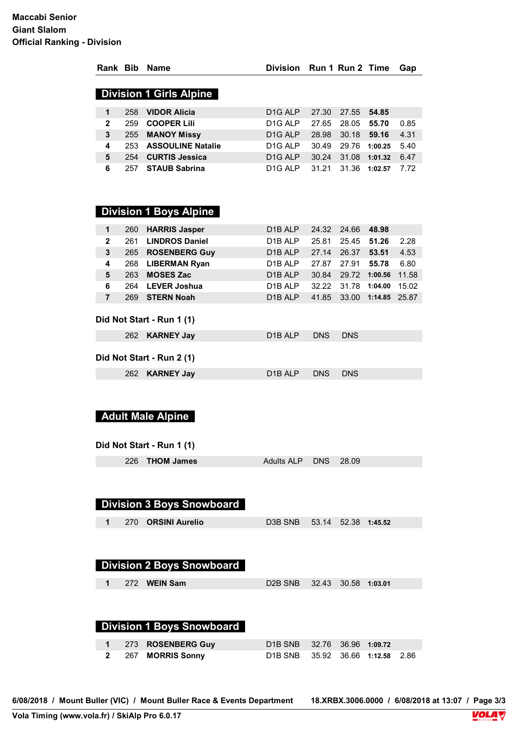**Maccabi Senior**
**Giant Slalom**
**Official Ranking - Division**

| Rank | Bib | Name | Division | Run 1 | Run 2 | Time | Gap |
|---|---|---|---|---|---|---|---|

## Division 1 Girls Alpine

| Rank | Bib | Name | Division | Run 1 | Run 2 | Time | Gap |
|---|---|---|---|---|---|---|---|
| 1 | 258 | **VIDOR Alicia** | D1G ALP | 27.30 | 27.55 | **54.85** | |
| 2 | 259 | **COOPER Lili** | D1G ALP | 27.65 | 28.05 | **55.70** | 0.85 |
| 3 | 255 | **MANOY Missy** | D1G ALP | 28.98 | 30.18 | **59.16** | 4.31 |
| 4 | 253 | **ASSOULINE Natalie** | D1G ALP | 30.49 | 29.76 | **1:00.25** | 5.40 |
| 5 | 254 | **CURTIS Jessica** | D1G ALP | 30.24 | 31.08 | **1:01.32** | 6.47 |
| 6 | 257 | **STAUB Sabrina** | D1G ALP | 31.21 | 31.36 | **1:02.57** | 7.72 |

## Division 1 Boys Alpine

| Rank | Bib | Name | Division | Run 1 | Run 2 | Time | Gap |
|---|---|---|---|---|---|---|---|
| 1 | 260 | **HARRIS Jasper** | D1B ALP | 24.32 | 24.66 | **48.98** | |
| 2 | 261 | **LINDROS Daniel** | D1B ALP | 25.81 | 25.45 | **51.26** | 2.28 |
| 3 | 265 | **ROSENBERG Guy** | D1B ALP | 27.14 | 26.37 | **53.51** | 4.53 |
| 4 | 268 | **LIBERMAN Ryan** | D1B ALP | 27.87 | 27.91 | **55.78** | 6.80 |
| 5 | 263 | **MOSES Zac** | D1B ALP | 30.84 | 29.72 | **1:00.56** | 11.58 |
| 6 | 264 | **LEVER Joshua** | D1B ALP | 32.22 | 31.78 | **1:04.00** | 15.02 |
| 7 | 269 | **STERN Noah** | D1B ALP | 41.85 | 33.00 | **1:14.85** | 25.87 |

**Did Not Start - Run 1 (1)**

| Rank | Bib | Name | Division | Run 1 | Run 2 | Time | Gap |
|---|---|---|---|---|---|---|---|
| | 262 | **KARNEY Jay** | D1B ALP | DNS | DNS | | |

**Did Not Start - Run 2 (1)**

| Rank | Bib | Name | Division | Run 1 | Run 2 | Time | Gap |
|---|---|---|---|---|---|---|---|
| | 262 | **KARNEY Jay** | D1B ALP | DNS | DNS | | |

## Adult Male Alpine

**Did Not Start - Run 1 (1)**

| Rank | Bib | Name | Division | Run 1 | Run 2 | Time | Gap |
|---|---|---|---|---|---|---|---|
| | 226 | **THOM James** | Adults ALP | DNS | 28.09 | | |

## Division 3 Boys Snowboard

| Rank | Bib | Name | Division | Run 1 | Run 2 | Time | Gap |
|---|---|---|---|---|---|---|---|
| 1 | 270 | **ORSINI Aurelio** | D3B SNB | 53.14 | 52.38 | **1:45.52** | |

## Division 2 Boys Snowboard

| Rank | Bib | Name | Division | Run 1 | Run 2 | Time | Gap |
|---|---|---|---|---|---|---|---|
| 1 | 272 | **WEIN Sam** | D2B SNB | 32.43 | 30.58 | **1:03.01** | |

## Division 1 Boys Snowboard

| Rank | Bib | Name | Division | Run 1 | Run 2 | Time | Gap |
|---|---|---|---|---|---|---|---|
| 1 | 273 | **ROSENBERG Guy** | D1B SNB | 32.76 | 36.96 | **1:09.72** | |
| 2 | 267 | **MORRIS Sonny** | D1B SNB | 35.92 | 36.66 | **1:12.58** | 2.86 |

**6/08/2018 / Mount Buller (VIC) / Mount Buller Race & Events Department** **18.XRBX.3006.0000 / 6/08/2018 at 13:07**

**Vola Timing (www.vola.fr) / SkiAlp Pro 6.0.17**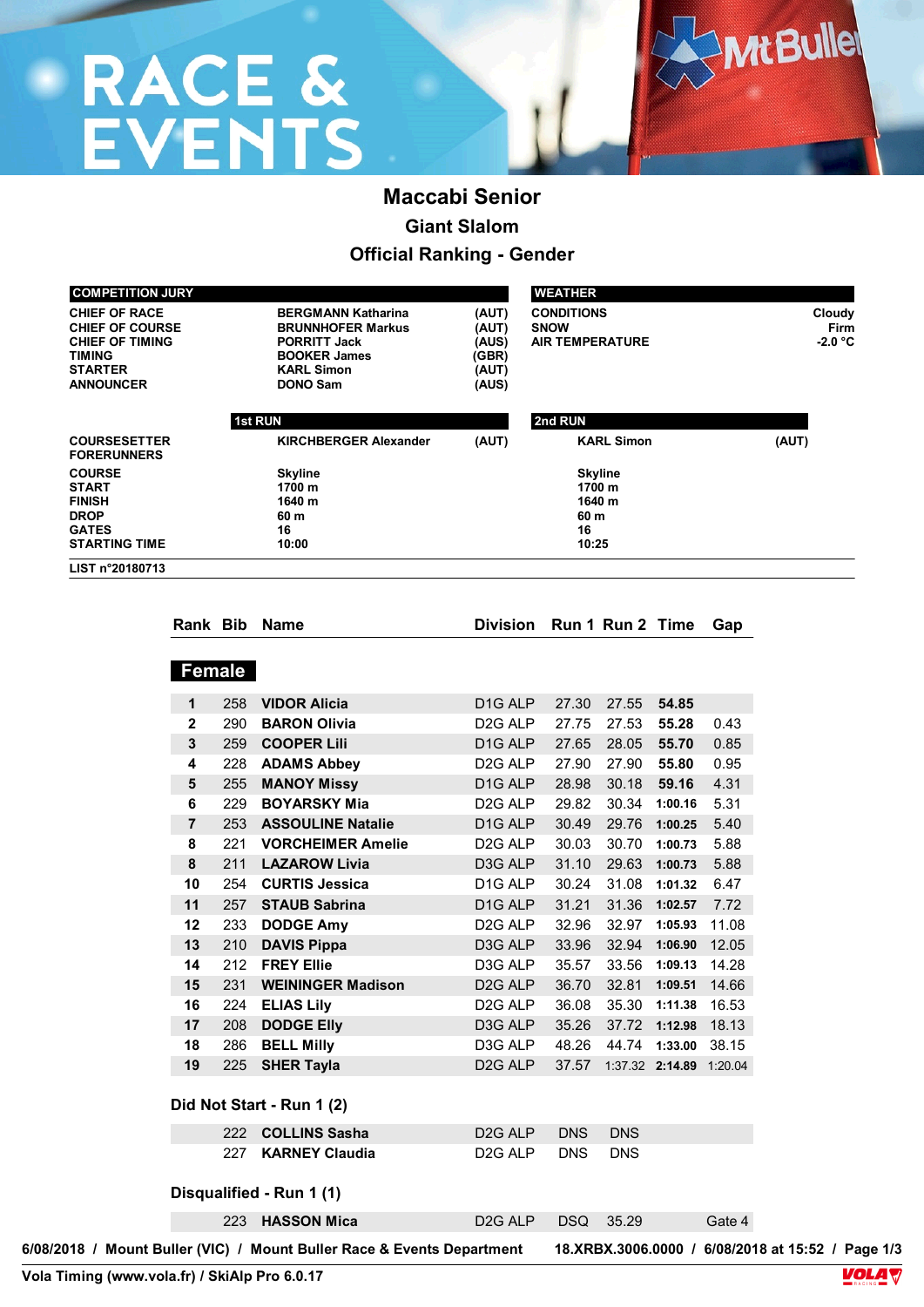# Maccabi Senior

## Giant Slalom

### Official Ranking - Gender

| COMPETITION JURY | | |
|---|---|---|
| CHIEF OF RACE | BERGMANN Katharina | (AUT) |
| CHIEF OF COURSE | BRUNNHOFER Markus | (AUT) |
| CHIEF OF TIMING | PORRITT Jack | (AUS) |
| TIMING | BOOKER James | (GBR) |
| STARTER | KARL Simon | (AUT) |
| ANNOUNCER | DONO Sam | (AUS) |

| WEATHER | |
|---|---|
| CONDITIONS | Cloudy |
| SNOW | Firm |
| AIR TEMPERATURE | -2.0 °C |

| | 1st RUN | | 2nd RUN | |
|---|---|---|---|---|
| COURSESETTER | KIRCHBERGER Alexander | (AUT) | KARL Simon | (AUT) |
| FORERUNNERS | | | | |
| COURSE | Skyline | | Skyline | |
| START | 1700 m | | 1700 m | |
| FINISH | 1640 m | | 1640 m | |
| DROP | 60 m | | 60 m | |
| GATES | 16 | | 16 | |
| STARTING TIME | 10:00 | | 10:25 | |

LIST n°20180713

| Rank | Bib | Name | Division | Run 1 | Run 2 | Time | Gap |
|---|---|---|---|---|---|---|---|
| **Female** | | | | | | | |
| 1 | 258 | **VIDOR Alicia** | D1G ALP | 27.30 | 27.55 | **54.85** | |
| 2 | 290 | **BARON Olivia** | D2G ALP | 27.75 | 27.53 | **55.28** | 0.43 |
| 3 | 259 | **COOPER Lili** | D1G ALP | 27.65 | 28.05 | **55.70** | 0.85 |
| 4 | 228 | **ADAMS Abbey** | D2G ALP | 27.90 | 27.90 | **55.80** | 0.95 |
| 5 | 255 | **MANOY Missy** | D1G ALP | 28.98 | 30.18 | **59.16** | 4.31 |
| 6 | 229 | **BOYARSKY Mia** | D2G ALP | 29.82 | 30.34 | **1:00.16** | 5.31 |
| 7 | 253 | **ASSOULINE Natalie** | D1G ALP | 30.49 | 29.76 | **1:00.25** | 5.40 |
| 8 | 221 | **VORCHEIMER Amelie** | D2G ALP | 30.03 | 30.70 | **1:00.73** | 5.88 |
| 8 | 211 | **LAZAROW Livia** | D3G ALP | 31.10 | 29.63 | **1:00.73** | 5.88 |
| 10 | 254 | **CURTIS Jessica** | D1G ALP | 30.24 | 31.08 | **1:01.32** | 6.47 |
| 11 | 257 | **STAUB Sabrina** | D1G ALP | 31.21 | 31.36 | **1:02.57** | 7.72 |
| 12 | 233 | **DODGE Amy** | D2G ALP | 32.96 | 32.97 | **1:05.93** | 11.08 |
| 13 | 210 | **DAVIS Pippa** | D3G ALP | 33.96 | 32.94 | **1:06.90** | 12.05 |
| 14 | 212 | **FREY Ellie** | D3G ALP | 35.57 | 33.56 | **1:09.13** | 14.28 |
| 15 | 231 | **WEININGER Madison** | D2G ALP | 36.70 | 32.81 | **1:09.51** | 14.66 |
| 16 | 224 | **ELIAS Lily** | D2G ALP | 36.08 | 35.30 | **1:11.38** | 16.53 |
| 17 | 208 | **DODGE Elly** | D3G ALP | 35.26 | 37.72 | **1:12.98** | 18.13 |
| 18 | 286 | **BELL Milly** | D3G ALP | 48.26 | 44.74 | **1:33.00** | 38.15 |
| 19 | 225 | **SHER Tayla** | D2G ALP | 37.57 | 1:37.32 | **2:14.89** | 1:20.04 |

### Did Not Start - Run 1 (2)

| Rank | Bib | Name | Division | Run 1 | Run 2 | Time | Gap |
|---|---|---|---|---|---|---|---|
| | 222 | **COLLINS Sasha** | D2G ALP | DNS | DNS | | |
| | 227 | **KARNEY Claudia** | D2G ALP | DNS | DNS | | |

### Disqualified - Run 1 (1)

| Rank | Bib | Name | Division | Run 1 | Run 2 | Time | Gap |
|---|---|---|---|---|---|---|---|
| | 223 | **HASSON Mica** | D2G ALP | DSQ | 35.29 | | Gate 4 |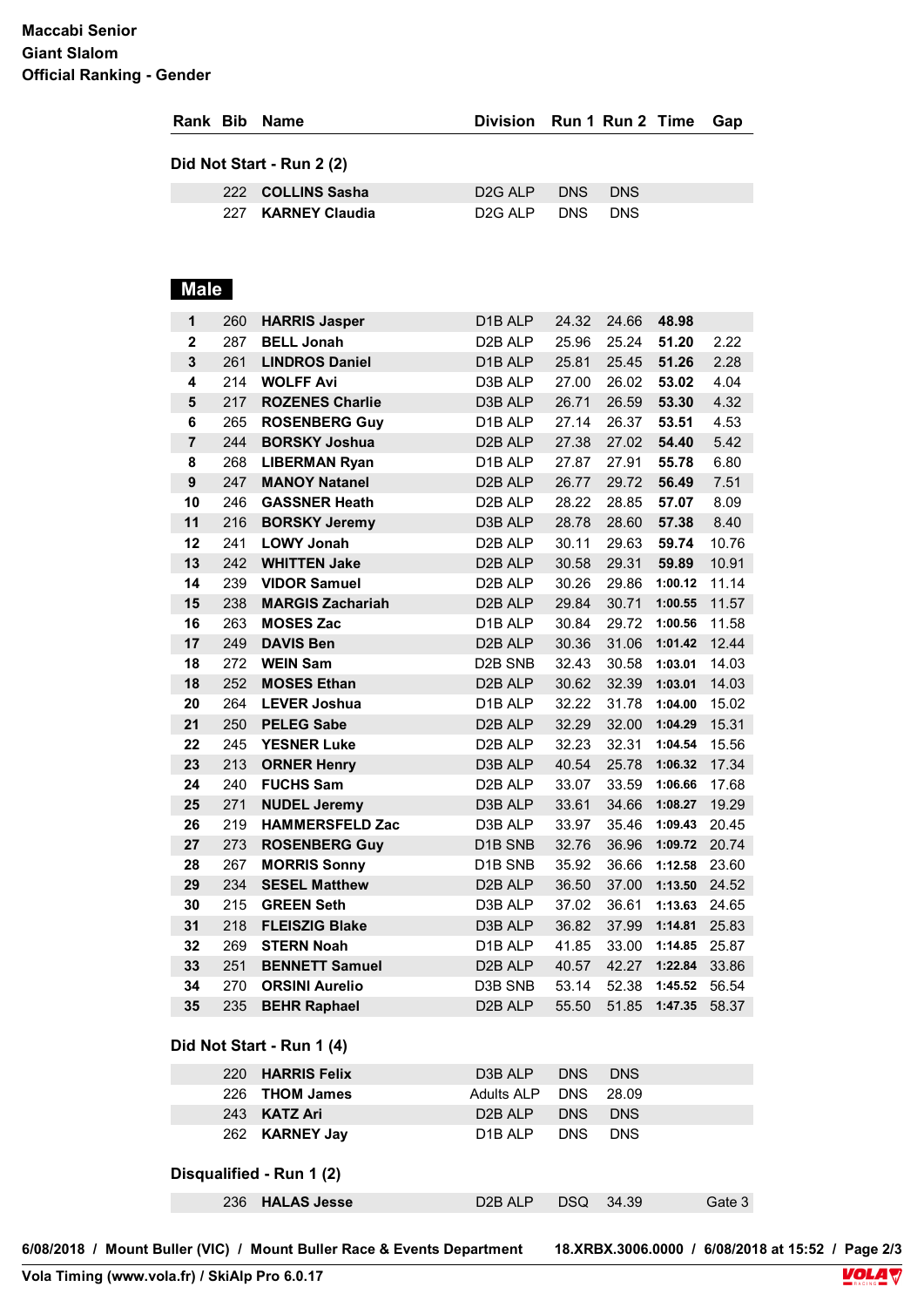Maccabi Senior
Giant Slalom
Official Ranking - Gender

| Rank | Bib | Name | Division | Run 1 | Run 2 | Time | Gap |
|---|---|---|---|---|---|---|---|
| **Did Not Start - Run 2 (2)** | | | | | | | |
| | 222 | **COLLINS Sasha** | D2G ALP | DNS | DNS | | |
| | 227 | **KARNEY Claudia** | D2G ALP | DNS | DNS | | |

## Male

| Rank | Bib | Name | Division | Run 1 | Run 2 | Time | Gap |
|---|---|---|---|---|---|---|---|
| **1** | 260 | **HARRIS Jasper** | D1B ALP | 24.32 | 24.66 | **48.98** | |
| **2** | 287 | **BELL Jonah** | D2B ALP | 25.96 | 25.24 | **51.20** | 2.22 |
| **3** | 261 | **LINDROS Daniel** | D1B ALP | 25.81 | 25.45 | **51.26** | 2.28 |
| **4** | 214 | **WOLFF Avi** | D3B ALP | 27.00 | 26.02 | **53.02** | 4.04 |
| **5** | 217 | **ROZENES Charlie** | D3B ALP | 26.71 | 26.59 | **53.30** | 4.32 |
| **6** | 265 | **ROSENBERG Guy** | D1B ALP | 27.14 | 26.37 | **53.51** | 4.53 |
| **7** | 244 | **BORSKY Joshua** | D2B ALP | 27.38 | 27.02 | **54.40** | 5.42 |
| **8** | 268 | **LIBERMAN Ryan** | D1B ALP | 27.87 | 27.91 | **55.78** | 6.80 |
| **9** | 247 | **MANOY Natanel** | D2B ALP | 26.77 | 29.72 | **56.49** | 7.51 |
| **10** | 246 | **GASSNER Heath** | D2B ALP | 28.22 | 28.85 | **57.07** | 8.09 |
| **11** | 216 | **BORSKY Jeremy** | D3B ALP | 28.78 | 28.60 | **57.38** | 8.40 |
| **12** | 241 | **LOWY Jonah** | D2B ALP | 30.11 | 29.63 | **59.74** | 10.76 |
| **13** | 242 | **WHITTEN Jake** | D2B ALP | 30.58 | 29.31 | **59.89** | 10.91 |
| **14** | 239 | **VIDOR Samuel** | D2B ALP | 30.26 | 29.86 | **1:00.12** | 11.14 |
| **15** | 238 | **MARGIS Zachariah** | D2B ALP | 29.84 | 30.71 | **1:00.55** | 11.57 |
| **16** | 263 | **MOSES Zac** | D1B ALP | 30.84 | 29.72 | **1:00.56** | 11.58 |
| **17** | 249 | **DAVIS Ben** | D2B ALP | 30.36 | 31.06 | **1:01.42** | 12.44 |
| **18** | 272 | **WEIN Sam** | D2B SNB | 32.43 | 30.58 | **1:03.01** | 14.03 |
| **18** | 252 | **MOSES Ethan** | D2B ALP | 30.62 | 32.39 | **1:03.01** | 14.03 |
| **20** | 264 | **LEVER Joshua** | D1B ALP | 32.22 | 31.78 | **1:04.00** | 15.02 |
| **21** | 250 | **PELEG Sabe** | D2B ALP | 32.29 | 32.00 | **1:04.29** | 15.31 |
| **22** | 245 | **YESNER Luke** | D2B ALP | 32.23 | 32.31 | **1:04.54** | 15.56 |
| **23** | 213 | **ORNER Henry** | D3B ALP | 40.54 | 25.78 | **1:06.32** | 17.34 |
| **24** | 240 | **FUCHS Sam** | D2B ALP | 33.07 | 33.59 | **1:06.66** | 17.68 |
| **25** | 271 | **NUDEL Jeremy** | D3B ALP | 33.61 | 34.66 | **1:08.27** | 19.29 |
| **26** | 219 | **HAMMERSFELD Zac** | D3B ALP | 33.97 | 35.46 | **1:09.43** | 20.45 |
| **27** | 273 | **ROSENBERG Guy** | D1B SNB | 32.76 | 36.96 | **1:09.72** | 20.74 |
| **28** | 267 | **MORRIS Sonny** | D1B SNB | 35.92 | 36.66 | **1:12.58** | 23.60 |
| **29** | 234 | **SESEL Matthew** | D2B ALP | 36.50 | 37.00 | **1:13.50** | 24.52 |
| **30** | 215 | **GREEN Seth** | D3B ALP | 37.02 | 36.61 | **1:13.63** | 24.65 |
| **31** | 218 | **FLEISZIG Blake** | D3B ALP | 36.82 | 37.99 | **1:14.81** | 25.83 |
| **32** | 269 | **STERN Noah** | D1B ALP | 41.85 | 33.00 | **1:14.85** | 25.87 |
| **33** | 251 | **BENNETT Samuel** | D2B ALP | 40.57 | 42.27 | **1:22.84** | 33.86 |
| **34** | 270 | **ORSINI Aurelio** | D3B SNB | 53.14 | 52.38 | **1:45.52** | 56.54 |
| **35** | 235 | **BEHR Raphael** | D2B ALP | 55.50 | 51.85 | **1:47.35** | 58.37 |
| **Did Not Start - Run 1 (4)** | | | | | | | |
| | 220 | **HARRIS Felix** | D3B ALP | DNS | DNS | | |
| | 226 | **THOM James** | Adults ALP | DNS | 28.09 | | |
| | 243 | **KATZ Ari** | D2B ALP | DNS | DNS | | |
| | 262 | **KARNEY Jay** | D1B ALP | DNS | DNS | | |
| **Disqualified - Run 1 (2)** | | | | | | | |
| | 236 | **HALAS Jesse** | D2B ALP | DSQ | 34.39 | | Gate 3 |

6/08/2018 / Mount Buller (VIC) / Mount Buller Race & Events Department 18.XRBX.3006.0000 / 6/08/2018 at 15:52

Vola Timing (www.vola.fr) / SkiAlp Pro 6.0.17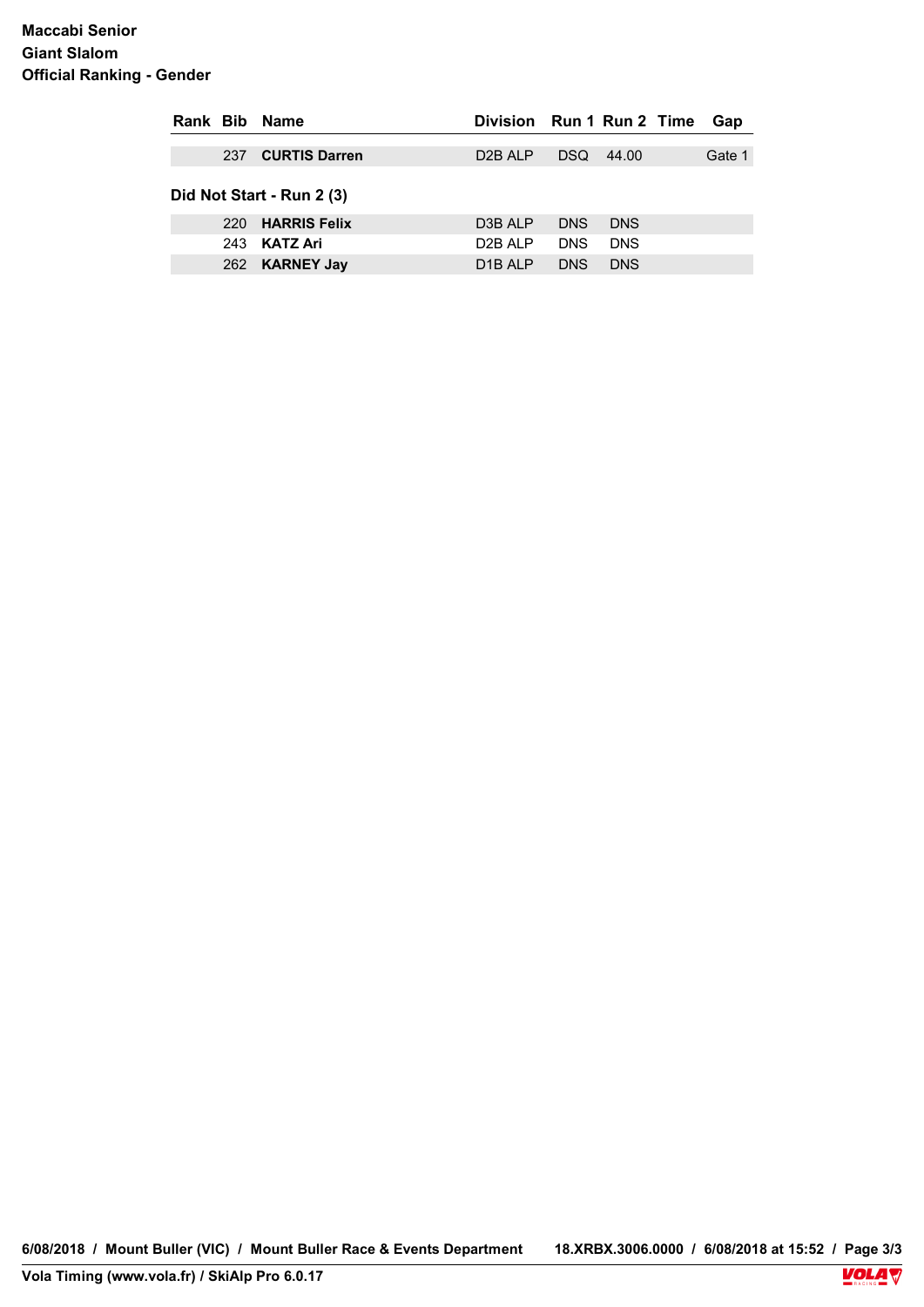**Maccabi Senior**
**Giant Slalom**
**Official Ranking - Gender**

| Rank | Bib | Name | Division | Run 1 | Run 2 | Time | Gap |
|---|---|---|---|---|---|---|---|
| | 237 | **CURTIS Darren** | D2B ALP | DSQ | 44.00 | | Gate 1 |

**Did Not Start - Run 2 (3)**

| Rank | Bib | Name | Division | Run 1 | Run 2 | Time | Gap |
|---|---|---|---|---|---|---|---|
| | 220 | **HARRIS Felix** | D3B ALP | DNS | DNS | | |
| | 243 | **KATZ Ari** | D2B ALP | DNS | DNS | | |
| | 262 | **KARNEY Jay** | D1B ALP | DNS | DNS | | |

6/08/2018 / Mount Buller (VIC) / Mount Buller Race & Events Department 18.XRBX.3006.0000 / 6/08/2018 at 15:52

Vola Timing (www.vola.fr) / SkiAlp Pro 6.0.17